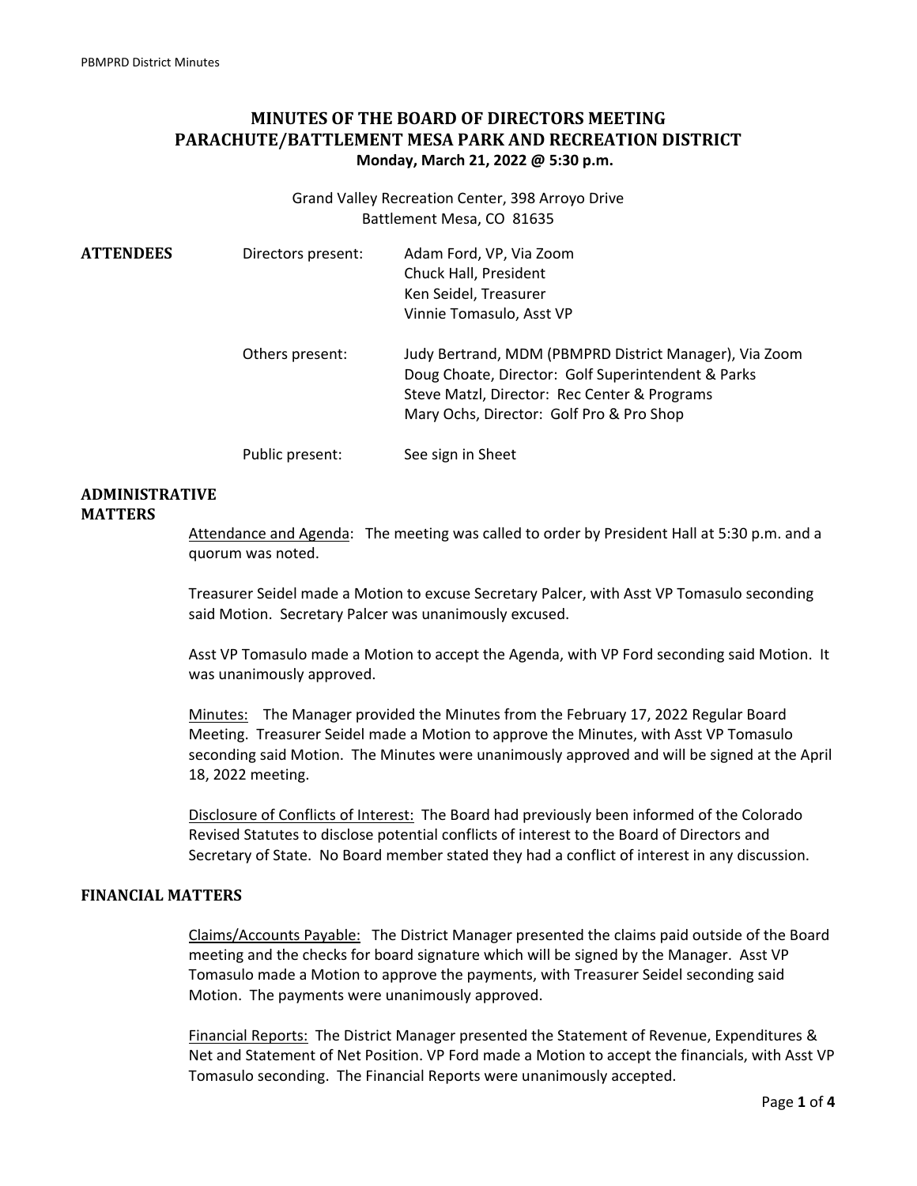# MINUTES OF THE BOARD OF DIRECTORS MEETING
# PARACHUTE/BATTLEMENT MESA PARK AND RECREATION DISTRICT

**Monday, March 21, 2022 @ 5:30 p.m.**

Grand Valley Recreation Center, 398 Arroyo Drive
Battlement Mesa, CO 81635

## ATTENDEES

| | |
|---|---|
| Directors present: | Adam Ford, VP, Via Zoom<br>Chuck Hall, President<br>Ken Seidel, Treasurer<br>Vinnie Tomasulo, Asst VP |
| Others present: | Judy Bertrand, MDM (PBMPRD District Manager), Via Zoom<br>Doug Choate, Director: Golf Superintendent & Parks<br>Steve Matzl, Director: Rec Center & Programs<br>Mary Ochs, Director: Golf Pro & Pro Shop |
| Public present: | See sign in Sheet |

## ADMINISTRATIVE MATTERS

Attendance and Agenda: The meeting was called to order by President Hall at 5:30 p.m. and a quorum was noted.

Treasurer Seidel made a Motion to excuse Secretary Palcer, with Asst VP Tomasulo seconding said Motion. Secretary Palcer was unanimously excused.

Asst VP Tomasulo made a Motion to accept the Agenda, with VP Ford seconding said Motion. It was unanimously approved.

Minutes: The Manager provided the Minutes from the February 17, 2022 Regular Board Meeting. Treasurer Seidel made a Motion to approve the Minutes, with Asst VP Tomasulo seconding said Motion. The Minutes were unanimously approved and will be signed at the April 18, 2022 meeting.

Disclosure of Conflicts of Interest: The Board had previously been informed of the Colorado Revised Statutes to disclose potential conflicts of interest to the Board of Directors and Secretary of State. No Board member stated they had a conflict of interest in any discussion.

## FINANCIAL MATTERS

Claims/Accounts Payable: The District Manager presented the claims paid outside of the Board meeting and the checks for board signature which will be signed by the Manager. Asst VP Tomasulo made a Motion to approve the payments, with Treasurer Seidel seconding said Motion. The payments were unanimously approved.

Financial Reports: The District Manager presented the Statement of Revenue, Expenditures & Net and Statement of Net Position. VP Ford made a Motion to accept the financials, with Asst VP Tomasulo seconding. The Financial Reports were unanimously accepted.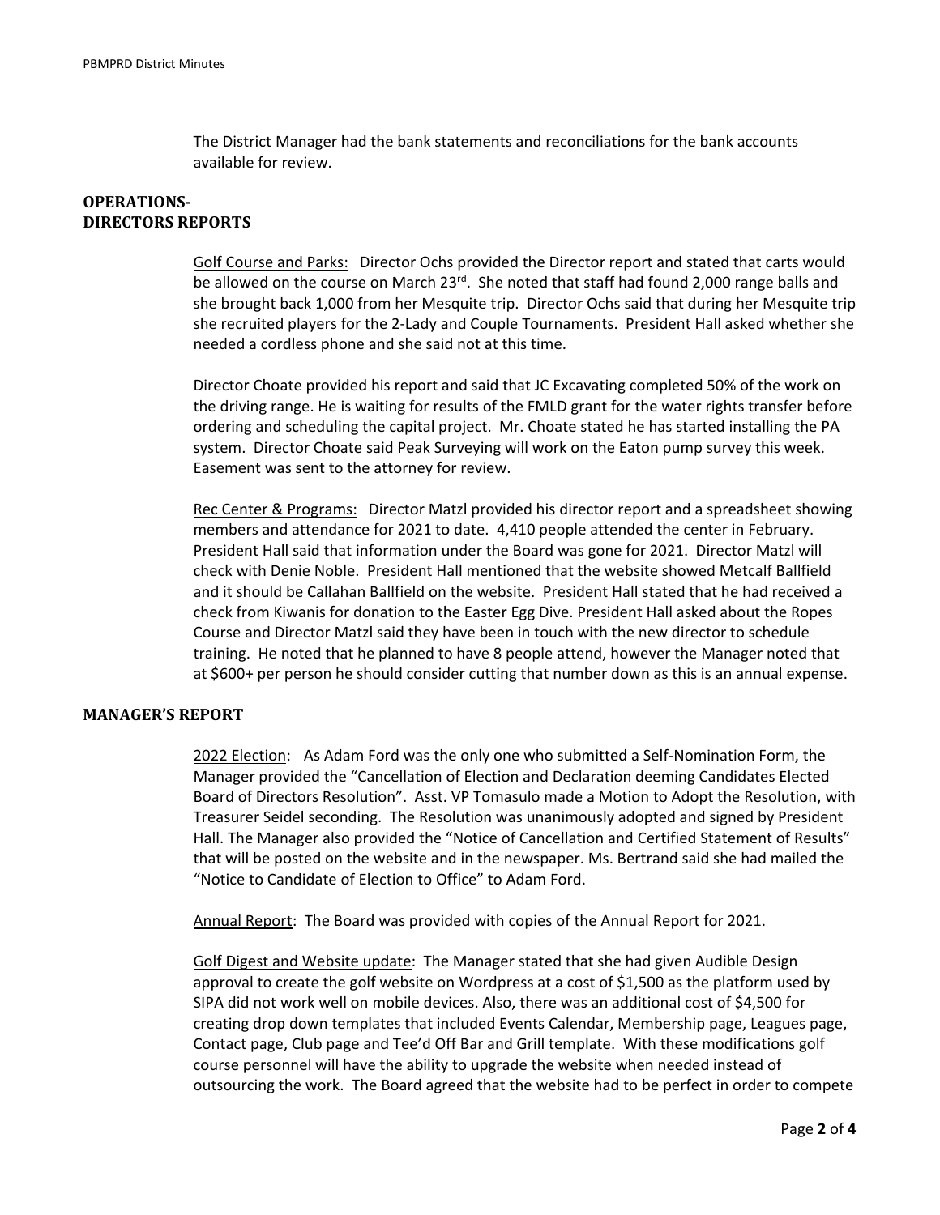The District Manager had the bank statements and reconciliations for the bank accounts available for review.

## OPERATIONS- DIRECTORS REPORTS

Golf Course and Parks: Director Ochs provided the Director report and stated that carts would be allowed on the course on March 23rd. She noted that staff had found 2,000 range balls and she brought back 1,000 from her Mesquite trip. Director Ochs said that during her Mesquite trip she recruited players for the 2-Lady and Couple Tournaments. President Hall asked whether she needed a cordless phone and she said not at this time.

Director Choate provided his report and said that JC Excavating completed 50% of the work on the driving range. He is waiting for results of the FMLD grant for the water rights transfer before ordering and scheduling the capital project. Mr. Choate stated he has started installing the PA system. Director Choate said Peak Surveying will work on the Eaton pump survey this week. Easement was sent to the attorney for review.

Rec Center & Programs: Director Matzl provided his director report and a spreadsheet showing members and attendance for 2021 to date. 4,410 people attended the center in February. President Hall said that information under the Board was gone for 2021. Director Matzl will check with Denie Noble. President Hall mentioned that the website showed Metcalf Ballfield and it should be Callahan Ballfield on the website. President Hall stated that he had received a check from Kiwanis for donation to the Easter Egg Dive. President Hall asked about the Ropes Course and Director Matzl said they have been in touch with the new director to schedule training. He noted that he planned to have 8 people attend, however the Manager noted that at $600+ per person he should consider cutting that number down as this is an annual expense.

## MANAGER'S REPORT

2022 Election: As Adam Ford was the only one who submitted a Self-Nomination Form, the Manager provided the "Cancellation of Election and Declaration deeming Candidates Elected Board of Directors Resolution". Asst. VP Tomasulo made a Motion to Adopt the Resolution, with Treasurer Seidel seconding. The Resolution was unanimously adopted and signed by President Hall. The Manager also provided the "Notice of Cancellation and Certified Statement of Results" that will be posted on the website and in the newspaper. Ms. Bertrand said she had mailed the "Notice to Candidate of Election to Office" to Adam Ford.

Annual Report: The Board was provided with copies of the Annual Report for 2021.

Golf Digest and Website update: The Manager stated that she had given Audible Design approval to create the golf website on Wordpress at a cost of $1,500 as the platform used by SIPA did not work well on mobile devices. Also, there was an additional cost of $4,500 for creating drop down templates that included Events Calendar, Membership page, Leagues page, Contact page, Club page and Tee'd Off Bar and Grill template. With these modifications golf course personnel will have the ability to upgrade the website when needed instead of outsourcing the work. The Board agreed that the website had to be perfect in order to compete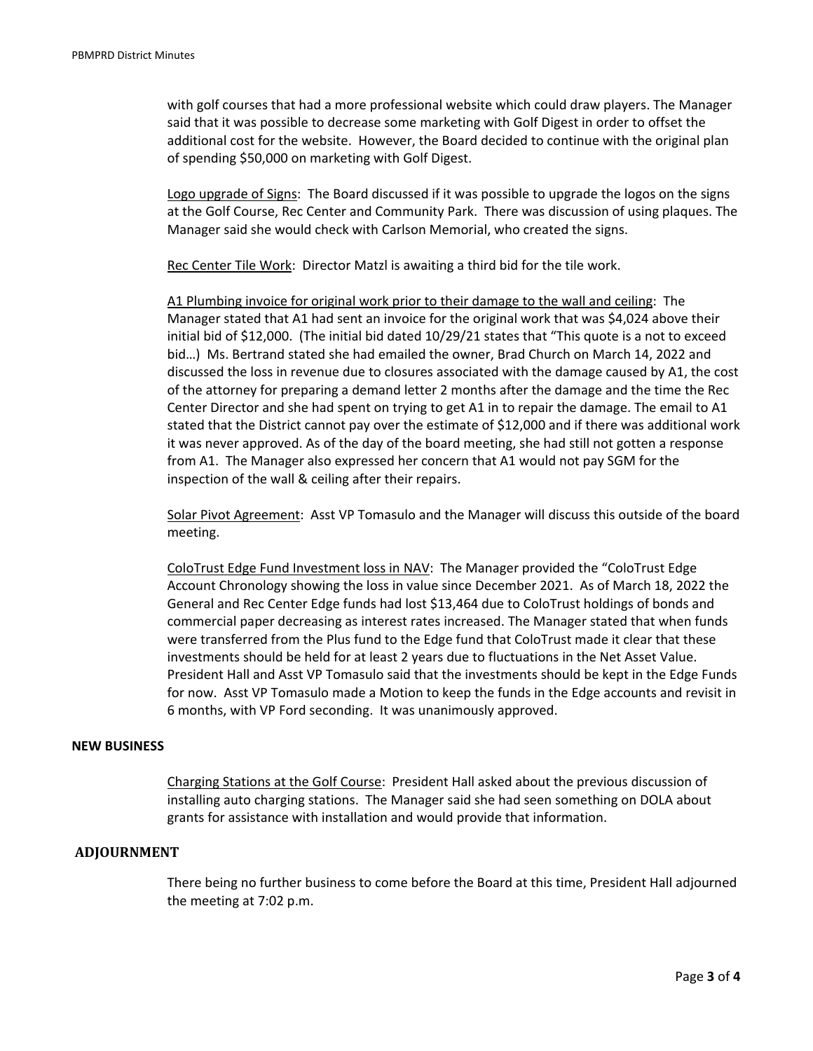with golf courses that had a more professional website which could draw players. The Manager said that it was possible to decrease some marketing with Golf Digest in order to offset the additional cost for the website. However, the Board decided to continue with the original plan of spending $50,000 on marketing with Golf Digest.

Logo upgrade of Signs: The Board discussed if it was possible to upgrade the logos on the signs at the Golf Course, Rec Center and Community Park. There was discussion of using plaques. The Manager said she would check with Carlson Memorial, who created the signs.

Rec Center Tile Work: Director Matzl is awaiting a third bid for the tile work.

A1 Plumbing invoice for original work prior to their damage to the wall and ceiling: The Manager stated that A1 had sent an invoice for the original work that was $4,024 above their initial bid of $12,000. (The initial bid dated 10/29/21 states that "This quote is a not to exceed bid…) Ms. Bertrand stated she had emailed the owner, Brad Church on March 14, 2022 and discussed the loss in revenue due to closures associated with the damage caused by A1, the cost of the attorney for preparing a demand letter 2 months after the damage and the time the Rec Center Director and she had spent on trying to get A1 in to repair the damage. The email to A1 stated that the District cannot pay over the estimate of $12,000 and if there was additional work it was never approved. As of the day of the board meeting, she had still not gotten a response from A1. The Manager also expressed her concern that A1 would not pay SGM for the inspection of the wall & ceiling after their repairs.

Solar Pivot Agreement: Asst VP Tomasulo and the Manager will discuss this outside of the board meeting.

ColoTrust Edge Fund Investment loss in NAV: The Manager provided the "ColoTrust Edge Account Chronology showing the loss in value since December 2021. As of March 18, 2022 the General and Rec Center Edge funds had lost $13,464 due to ColoTrust holdings of bonds and commercial paper decreasing as interest rates increased. The Manager stated that when funds were transferred from the Plus fund to the Edge fund that ColoTrust made it clear that these investments should be held for at least 2 years due to fluctuations in the Net Asset Value. President Hall and Asst VP Tomasulo said that the investments should be kept in the Edge Funds for now. Asst VP Tomasulo made a Motion to keep the funds in the Edge accounts and revisit in 6 months, with VP Ford seconding. It was unanimously approved.

**NEW BUSINESS**

Charging Stations at the Golf Course: President Hall asked about the previous discussion of installing auto charging stations. The Manager said she had seen something on DOLA about grants for assistance with installation and would provide that information.

**ADJOURNMENT**

There being no further business to come before the Board at this time, President Hall adjourned the meeting at 7:02 p.m.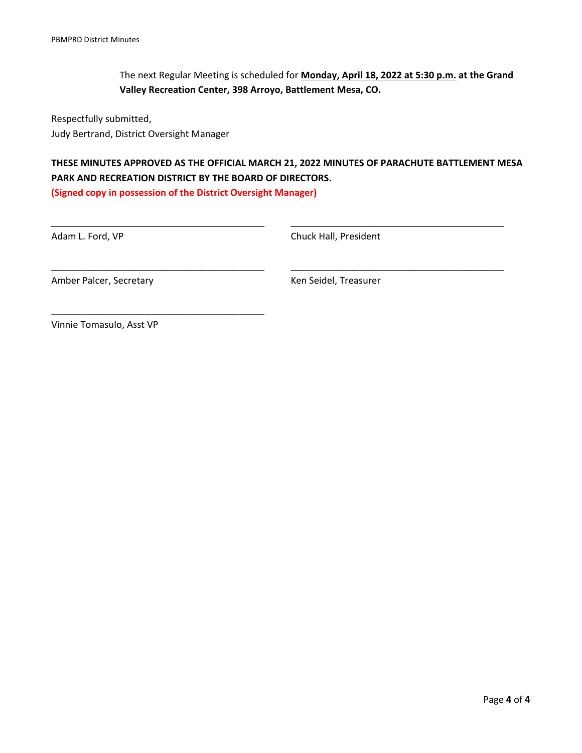The next Regular Meeting is scheduled for **Monday, April 18, 2022 at 5:30 p.m. at the Grand Valley Recreation Center, 398 Arroyo, Battlement Mesa, CO.**

Respectfully submitted,
Judy Bertrand, District Oversight Manager

**THESE MINUTES APPROVED AS THE OFFICIAL MARCH 21, 2022 MINUTES OF PARACHUTE BATTLEMENT MESA PARK AND RECREATION DISTRICT BY THE BOARD OF DIRECTORS.**
**(Signed copy in possession of the District Oversight Manager)**

\_\_\_\_\_\_\_\_\_\_\_\_\_\_\_\_\_\_\_\_\_\_\_\_\_\_\_\_\_\_\_\_\_\_\_\_\_\_\_\_
Adam L. Ford, VP

\_\_\_\_\_\_\_\_\_\_\_\_\_\_\_\_\_\_\_\_\_\_\_\_\_\_\_\_\_\_\_\_\_\_\_\_\_\_\_\_
Chuck Hall, President

\_\_\_\_\_\_\_\_\_\_\_\_\_\_\_\_\_\_\_\_\_\_\_\_\_\_\_\_\_\_\_\_\_\_\_\_\_\_\_\_
Amber Palcer, Secretary

\_\_\_\_\_\_\_\_\_\_\_\_\_\_\_\_\_\_\_\_\_\_\_\_\_\_\_\_\_\_\_\_\_\_\_\_\_\_\_\_
Ken Seidel, Treasurer

\_\_\_\_\_\_\_\_\_\_\_\_\_\_\_\_\_\_\_\_\_\_\_\_\_\_\_\_\_\_\_\_\_\_\_\_\_\_\_\_
Vinnie Tomasulo, Asst VP